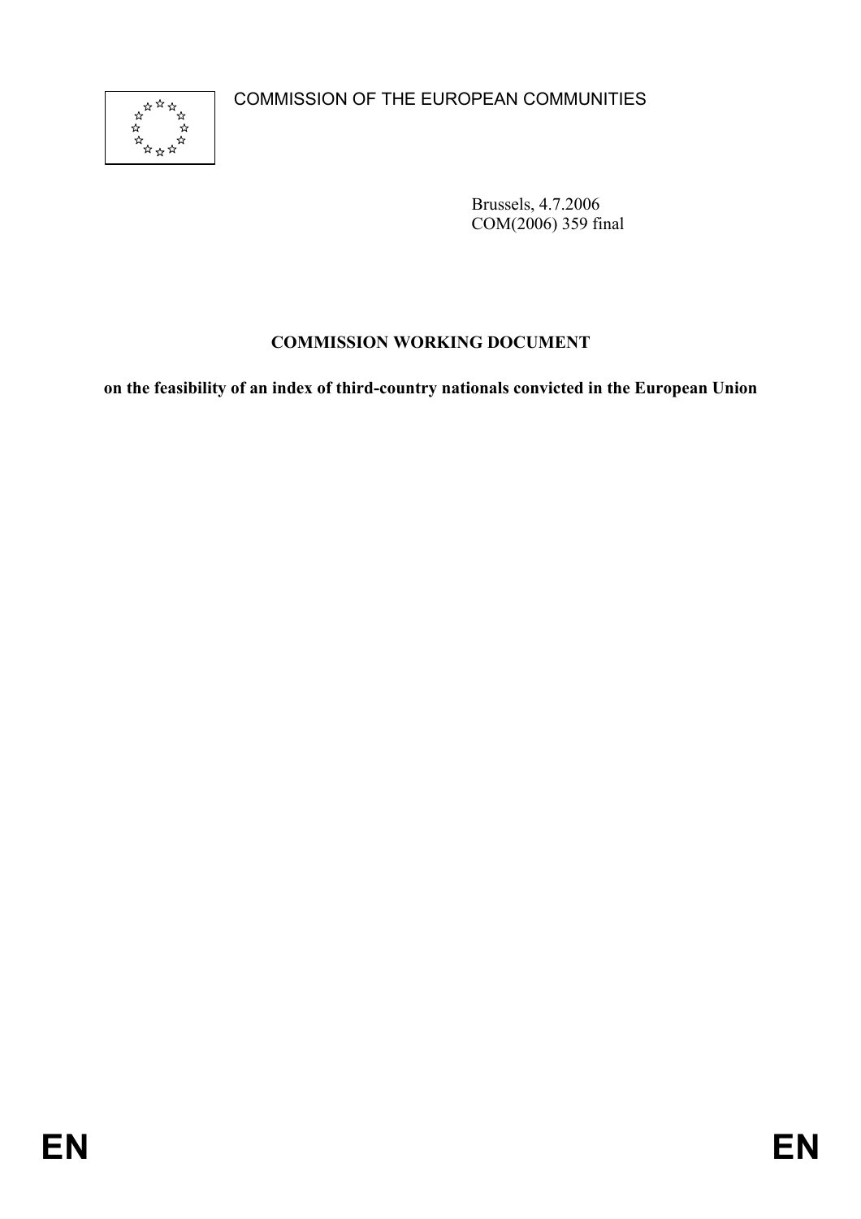COMMISSION OF THE EUROPEAN COMMUNITIES

Brussels, 4.7.2006
COM(2006) 359 final

**COMMISSION WORKING DOCUMENT**

**on the feasibility of an index of third-country nationals convicted in the European Union**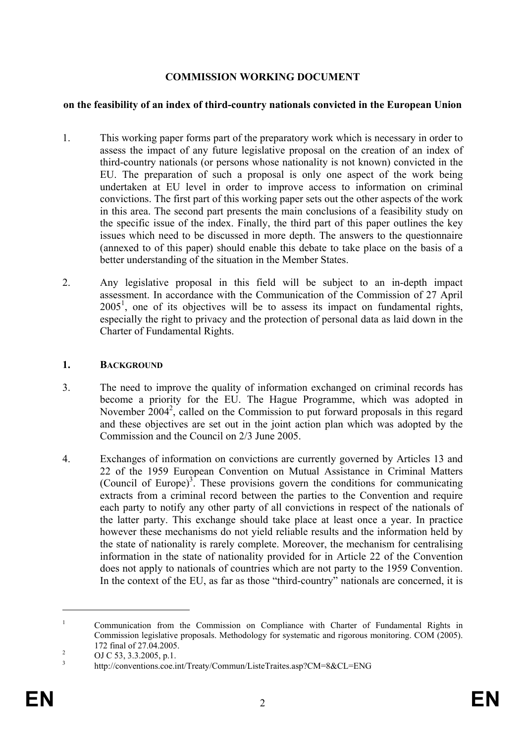# COMMISSION WORKING DOCUMENT

## on the feasibility of an index of third-country nationals convicted in the European Union

1. This working paper forms part of the preparatory work which is necessary in order to assess the impact of any future legislative proposal on the creation of an index of third-country nationals (or persons whose nationality is not known) convicted in the EU. The preparation of such a proposal is only one aspect of the work being undertaken at EU level in order to improve access to information on criminal convictions. The first part of this working paper sets out the other aspects of the work in this area. The second part presents the main conclusions of a feasibility study on the specific issue of the index. Finally, the third part of this paper outlines the key issues which need to be discussed in more depth. The answers to the questionnaire (annexed to of this paper) should enable this debate to take place on the basis of a better understanding of the situation in the Member States.

2. Any legislative proposal in this field will be subject to an in-depth impact assessment. In accordance with the Communication of the Commission of 27 April 2005[1], one of its objectives will be to assess its impact on fundamental rights, especially the right to privacy and the protection of personal data as laid down in the Charter of Fundamental Rights.

### 1. BACKGROUND

3. The need to improve the quality of information exchanged on criminal records has become a priority for the EU. The Hague Programme, which was adopted in November 2004[2], called on the Commission to put forward proposals in this regard and these objectives are set out in the joint action plan which was adopted by the Commission and the Council on 2/3 June 2005.

4. Exchanges of information on convictions are currently governed by Articles 13 and 22 of the 1959 European Convention on Mutual Assistance in Criminal Matters (Council of Europe)[3]. These provisions govern the conditions for communicating extracts from a criminal record between the parties to the Convention and require each party to notify any other party of all convictions in respect of the nationals of the latter party. This exchange should take place at least once a year. In practice however these mechanisms do not yield reliable results and the information held by the state of nationality is rarely complete. Moreover, the mechanism for centralising information in the state of nationality provided for in Article 22 of the Convention does not apply to nationals of countries which are not party to the 1959 Convention. In the context of the EU, as far as those "third-country" nationals are concerned, it is

---

[1] Communication from the Commission on Compliance with Charter of Fundamental Rights in Commission legislative proposals. Methodology for systematic and rigorous monitoring. COM (2005). 172 final of 27.04.2005.

[2] OJ C 53, 3.3.2005, p.1.

[3] http://conventions.coe.int/Treaty/Commun/ListeTraites.asp?CM=8&CL=ENG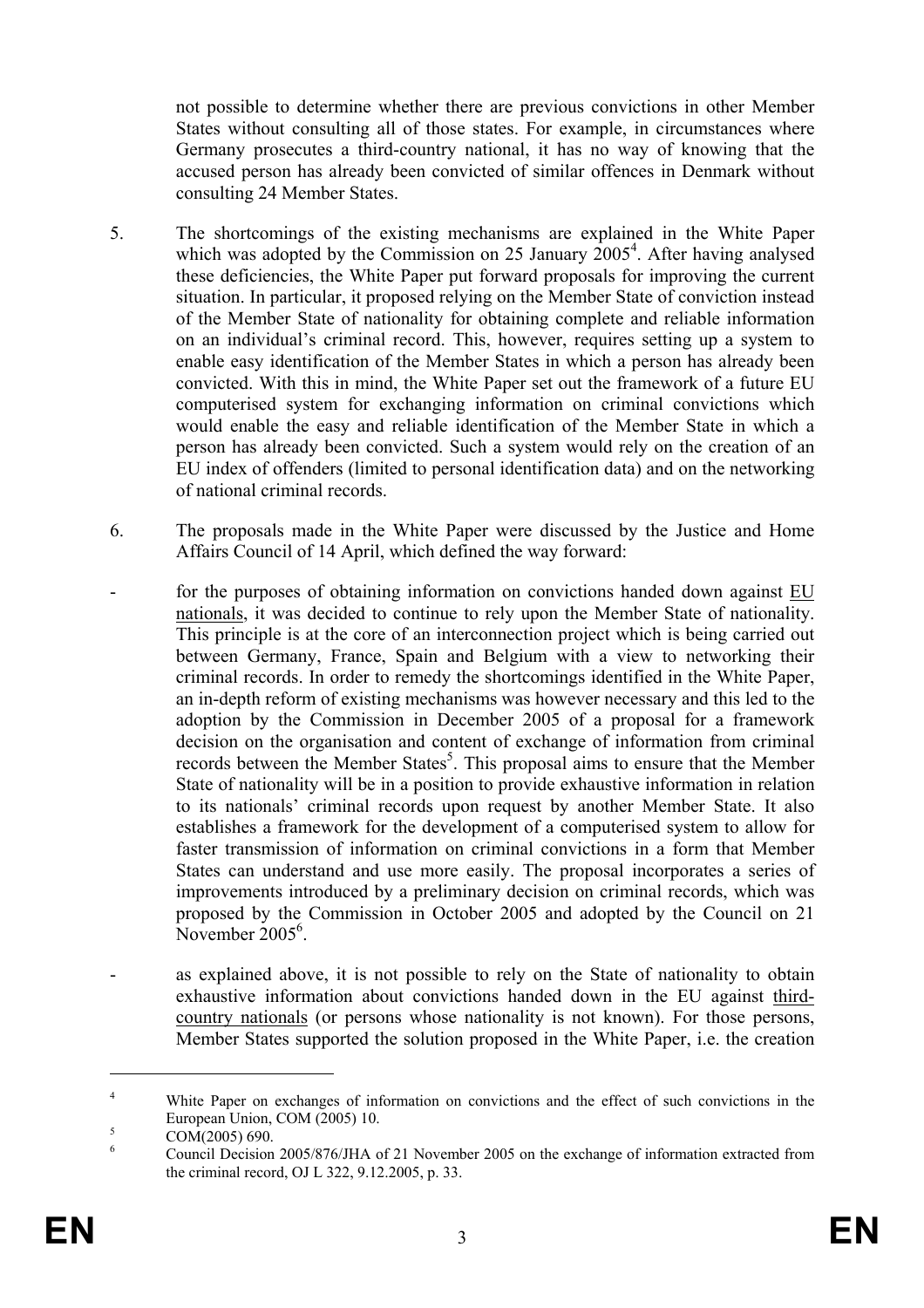not possible to determine whether there are previous convictions in other Member States without consulting all of those states. For example, in circumstances where Germany prosecutes a third-country national, it has no way of knowing that the accused person has already been convicted of similar offences in Denmark without consulting 24 Member States.

5. The shortcomings of the existing mechanisms are explained in the White Paper which was adopted by the Commission on 25 January 2005[4]. After having analysed these deficiencies, the White Paper put forward proposals for improving the current situation. In particular, it proposed relying on the Member State of conviction instead of the Member State of nationality for obtaining complete and reliable information on an individual's criminal record. This, however, requires setting up a system to enable easy identification of the Member States in which a person has already been convicted. With this in mind, the White Paper set out the framework of a future EU computerised system for exchanging information on criminal convictions which would enable the easy and reliable identification of the Member State in which a person has already been convicted. Such a system would rely on the creation of an EU index of offenders (limited to personal identification data) and on the networking of national criminal records.

6. The proposals made in the White Paper were discussed by the Justice and Home Affairs Council of 14 April, which defined the way forward:

- for the purposes of obtaining information on convictions handed down against EU nationals, it was decided to continue to rely upon the Member State of nationality. This principle is at the core of an interconnection project which is being carried out between Germany, France, Spain and Belgium with a view to networking their criminal records. In order to remedy the shortcomings identified in the White Paper, an in-depth reform of existing mechanisms was however necessary and this led to the adoption by the Commission in December 2005 of a proposal for a framework decision on the organisation and content of exchange of information from criminal records between the Member States[5]. This proposal aims to ensure that the Member State of nationality will be in a position to provide exhaustive information in relation to its nationals' criminal records upon request by another Member State. It also establishes a framework for the development of a computerised system to allow for faster transmission of information on criminal convictions in a form that Member States can understand and use more easily. The proposal incorporates a series of improvements introduced by a preliminary decision on criminal records, which was proposed by the Commission in October 2005 and adopted by the Council on 21 November 2005[6].

- as explained above, it is not possible to rely on the State of nationality to obtain exhaustive information about convictions handed down in the EU against third-country nationals (or persons whose nationality is not known). For those persons, Member States supported the solution proposed in the White Paper, i.e. the creation

---

[4] White Paper on exchanges of information on convictions and the effect of such convictions in the European Union, COM (2005) 10.

[5] COM(2005) 690.

[6] Council Decision 2005/876/JHA of 21 November 2005 on the exchange of information extracted from the criminal record, OJ L 322, 9.12.2005, p. 33.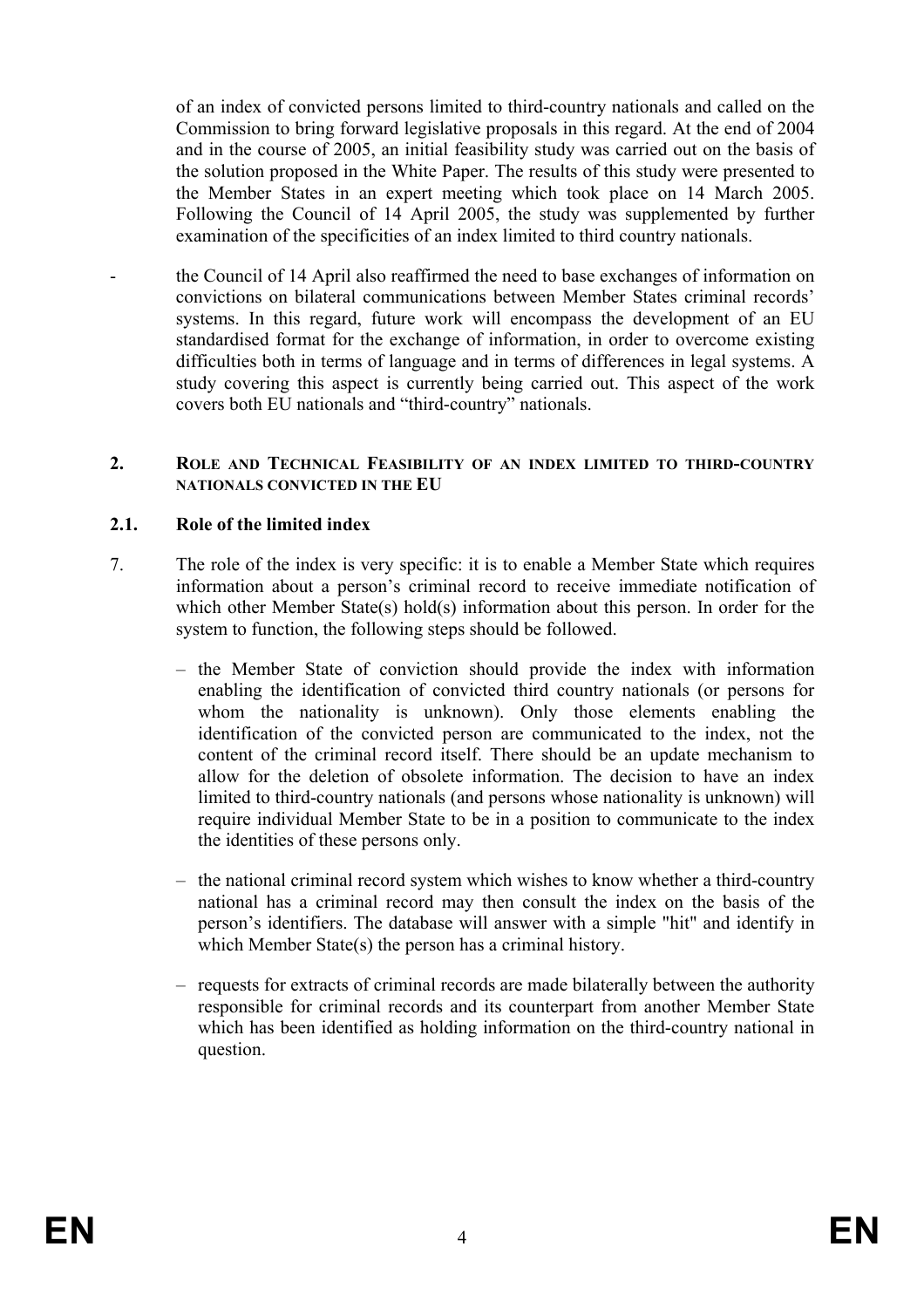of an index of convicted persons limited to third-country nationals and called on the Commission to bring forward legislative proposals in this regard. At the end of 2004 and in the course of 2005, an initial feasibility study was carried out on the basis of the solution proposed in the White Paper. The results of this study were presented to the Member States in an expert meeting which took place on 14 March 2005. Following the Council of 14 April 2005, the study was supplemented by further examination of the specificities of an index limited to third country nationals.

- the Council of 14 April also reaffirmed the need to base exchanges of information on convictions on bilateral communications between Member States criminal records' systems. In this regard, future work will encompass the development of an EU standardised format for the exchange of information, in order to overcome existing difficulties both in terms of language and in terms of differences in legal systems. A study covering this aspect is currently being carried out. This aspect of the work covers both EU nationals and "third-country" nationals.

## 2. ROLE AND TECHNICAL FEASIBILITY OF AN INDEX LIMITED TO THIRD-COUNTRY NATIONALS CONVICTED IN THE EU

### 2.1. Role of the limited index

7. The role of the index is very specific: it is to enable a Member State which requires information about a person's criminal record to receive immediate notification of which other Member State(s) hold(s) information about this person. In order for the system to function, the following steps should be followed.

   – the Member State of conviction should provide the index with information enabling the identification of convicted third country nationals (or persons for whom the nationality is unknown). Only those elements enabling the identification of the convicted person are communicated to the index, not the content of the criminal record itself. There should be an update mechanism to allow for the deletion of obsolete information. The decision to have an index limited to third-country nationals (and persons whose nationality is unknown) will require individual Member State to be in a position to communicate to the index the identities of these persons only.

   – the national criminal record system which wishes to know whether a third-country national has a criminal record may then consult the index on the basis of the person's identifiers. The database will answer with a simple "hit" and identify in which Member State(s) the person has a criminal history.

   – requests for extracts of criminal records are made bilaterally between the authority responsible for criminal records and its counterpart from another Member State which has been identified as holding information on the third-country national in question.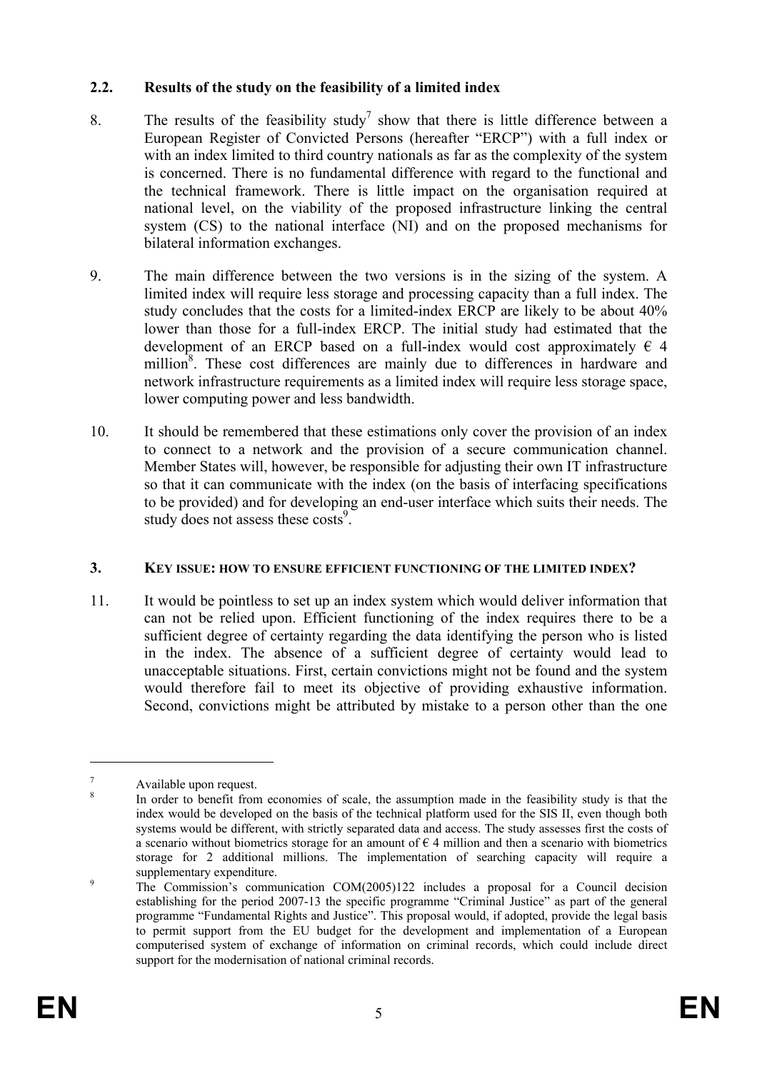## 2.2. Results of the study on the feasibility of a limited index

8. The results of the feasibility study[7] show that there is little difference between a European Register of Convicted Persons (hereafter "ERCP") with a full index or with an index limited to third country nationals as far as the complexity of the system is concerned. There is no fundamental difference with regard to the functional and the technical framework. There is little impact on the organisation required at national level, on the viability of the proposed infrastructure linking the central system (CS) to the national interface (NI) and on the proposed mechanisms for bilateral information exchanges.

9. The main difference between the two versions is in the sizing of the system. A limited index will require less storage and processing capacity than a full index. The study concludes that the costs for a limited-index ERCP are likely to be about 40% lower than those for a full-index ERCP. The initial study had estimated that the development of an ERCP based on a full-index would cost approximately € 4 million[8]. These cost differences are mainly due to differences in hardware and network infrastructure requirements as a limited index will require less storage space, lower computing power and less bandwidth.

10. It should be remembered that these estimations only cover the provision of an index to connect to a network and the provision of a secure communication channel. Member States will, however, be responsible for adjusting their own IT infrastructure so that it can communicate with the index (on the basis of interfacing specifications to be provided) and for developing an end-user interface which suits their needs. The study does not assess these costs[9].

## 3. KEY ISSUE: HOW TO ENSURE EFFICIENT FUNCTIONING OF THE LIMITED INDEX?

11. It would be pointless to set up an index system which would deliver information that can not be relied upon. Efficient functioning of the index requires there to be a sufficient degree of certainty regarding the data identifying the person who is listed in the index. The absence of a sufficient degree of certainty would lead to unacceptable situations. First, certain convictions might not be found and the system would therefore fail to meet its objective of providing exhaustive information. Second, convictions might be attributed by mistake to a person other than the one

---

[7] Available upon request.

[8] In order to benefit from economies of scale, the assumption made in the feasibility study is that the index would be developed on the basis of the technical platform used for the SIS II, even though both systems would be different, with strictly separated data and access. The study assesses first the costs of a scenario without biometrics storage for an amount of € 4 million and then a scenario with biometrics storage for 2 additional millions. The implementation of searching capacity will require a supplementary expenditure.

[9] The Commission's communication COM(2005)122 includes a proposal for a Council decision establishing for the period 2007-13 the specific programme "Criminal Justice" as part of the general programme "Fundamental Rights and Justice". This proposal would, if adopted, provide the legal basis to permit support from the EU budget for the development and implementation of a European computerised system of exchange of information on criminal records, which could include direct support for the modernisation of national criminal records.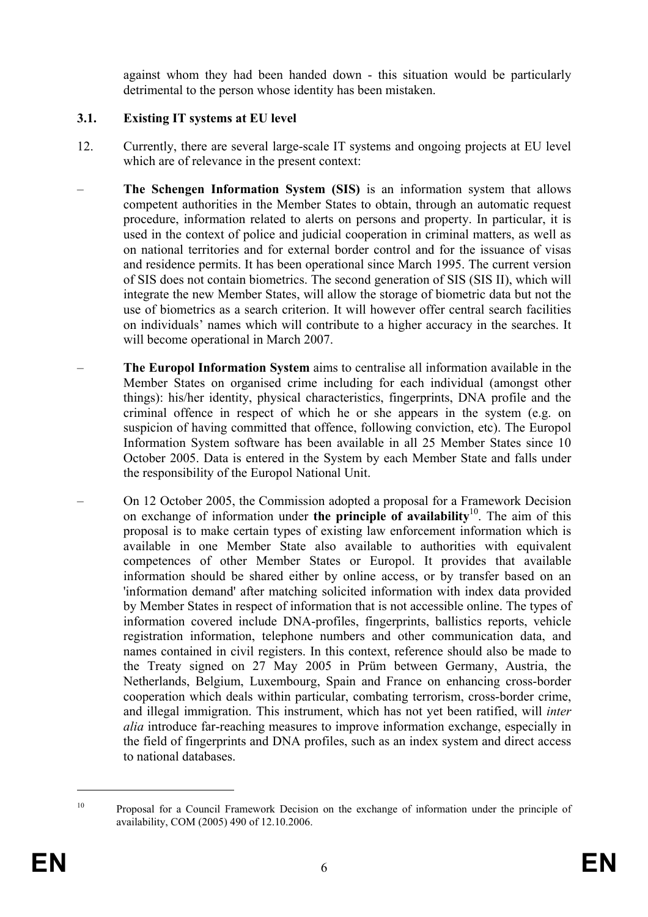against whom they had been handed down - this situation would be particularly detrimental to the person whose identity has been mistaken.

### 3.1. Existing IT systems at EU level

12. Currently, there are several large-scale IT systems and ongoing projects at EU level which are of relevance in the present context:

– **The Schengen Information System (SIS)** is an information system that allows competent authorities in the Member States to obtain, through an automatic request procedure, information related to alerts on persons and property. In particular, it is used in the context of police and judicial cooperation in criminal matters, as well as on national territories and for external border control and for the issuance of visas and residence permits. It has been operational since March 1995. The current version of SIS does not contain biometrics. The second generation of SIS (SIS II), which will integrate the new Member States, will allow the storage of biometric data but not the use of biometrics as a search criterion. It will however offer central search facilities on individuals' names which will contribute to a higher accuracy in the searches. It will become operational in March 2007.

– **The Europol Information System** aims to centralise all information available in the Member States on organised crime including for each individual (amongst other things): his/her identity, physical characteristics, fingerprints, DNA profile and the criminal offence in respect of which he or she appears in the system (e.g. on suspicion of having committed that offence, following conviction, etc). The Europol Information System software has been available in all 25 Member States since 10 October 2005. Data is entered in the System by each Member State and falls under the responsibility of the Europol National Unit.

– On 12 October 2005, the Commission adopted a proposal for a Framework Decision on exchange of information under **the principle of availability**[10]. The aim of this proposal is to make certain types of existing law enforcement information which is available in one Member State also available to authorities with equivalent competences of other Member States or Europol. It provides that available information should be shared either by online access, or by transfer based on an 'information demand' after matching solicited information with index data provided by Member States in respect of information that is not accessible online. The types of information covered include DNA-profiles, fingerprints, ballistics reports, vehicle registration information, telephone numbers and other communication data, and names contained in civil registers. In this context, reference should also be made to the Treaty signed on 27 May 2005 in Prüm between Germany, Austria, the Netherlands, Belgium, Luxembourg, Spain and France on enhancing cross-border cooperation which deals within particular, combating terrorism, cross-border crime, and illegal immigration. This instrument, which has not yet been ratified, will *inter alia* introduce far-reaching measures to improve information exchange, especially in the field of fingerprints and DNA profiles, such as an index system and direct access to national databases.

---

[10] Proposal for a Council Framework Decision on the exchange of information under the principle of availability, COM (2005) 490 of 12.10.2006.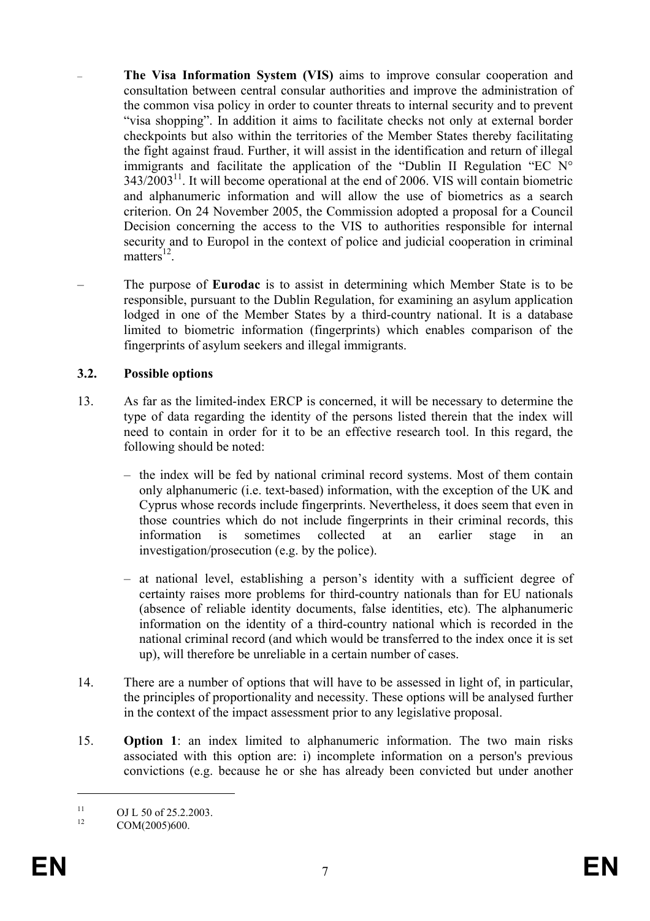- **The Visa Information System (VIS)** aims to improve consular cooperation and consultation between central consular authorities and improve the administration of the common visa policy in order to counter threats to internal security and to prevent "visa shopping". In addition it aims to facilitate checks not only at external border checkpoints but also within the territories of the Member States thereby facilitating the fight against fraud. Further, it will assist in the identification and return of illegal immigrants and facilitate the application of the "Dublin II Regulation "EC N° 343/2003[11]. It will become operational at the end of 2006. VIS will contain biometric and alphanumeric information and will allow the use of biometrics as a search criterion. On 24 November 2005, the Commission adopted a proposal for a Council Decision concerning the access to the VIS to authorities responsible for internal security and to Europol in the context of police and judicial cooperation in criminal matters[12].

- The purpose of **Eurodac** is to assist in determining which Member State is to be responsible, pursuant to the Dublin Regulation, for examining an asylum application lodged in one of the Member States by a third-country national. It is a database limited to biometric information (fingerprints) which enables comparison of the fingerprints of asylum seekers and illegal immigrants.

### 3.2. Possible options

13. As far as the limited-index ERCP is concerned, it will be necessary to determine the type of data regarding the identity of the persons listed therein that the index will need to contain in order for it to be an effective research tool. In this regard, the following should be noted:

    – the index will be fed by national criminal record systems. Most of them contain only alphanumeric (i.e. text-based) information, with the exception of the UK and Cyprus whose records include fingerprints. Nevertheless, it does seem that even in those countries which do not include fingerprints in their criminal records, this information is sometimes collected at an earlier stage in an investigation/prosecution (e.g. by the police).

    – at national level, establishing a person's identity with a sufficient degree of certainty raises more problems for third-country nationals than for EU nationals (absence of reliable identity documents, false identities, etc). The alphanumeric information on the identity of a third-country national which is recorded in the national criminal record (and which would be transferred to the index once it is set up), will therefore be unreliable in a certain number of cases.

14. There are a number of options that will have to be assessed in light of, in particular, the principles of proportionality and necessity. These options will be analysed further in the context of the impact assessment prior to any legislative proposal.

15. **Option 1**: an index limited to alphanumeric information. The two main risks associated with this option are: i) incomplete information on a person's previous convictions (e.g. because he or she has already been convicted but under another

---

[11] OJ L 50 of 25.2.2003.

[12] COM(2005)600.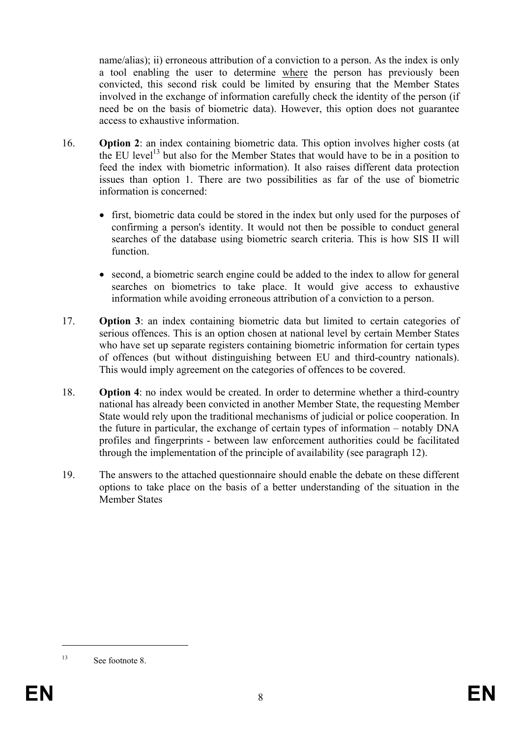name/alias); ii) erroneous attribution of a conviction to a person. As the index is only a tool enabling the user to determine where the person has previously been convicted, this second risk could be limited by ensuring that the Member States involved in the exchange of information carefully check the identity of the person (if need be on the basis of biometric data). However, this option does not guarantee access to exhaustive information.

16. **Option 2**: an index containing biometric data. This option involves higher costs (at the EU level[13] but also for the Member States that would have to be in a position to feed the index with biometric information). It also raises different data protection issues than option 1. There are two possibilities as far of the use of biometric information is concerned:

   - first, biometric data could be stored in the index but only used for the purposes of confirming a person's identity. It would not then be possible to conduct general searches of the database using biometric search criteria. This is how SIS II will function.

   - second, a biometric search engine could be added to the index to allow for general searches on biometrics to take place. It would give access to exhaustive information while avoiding erroneous attribution of a conviction to a person.

17. **Option 3**: an index containing biometric data but limited to certain categories of serious offences. This is an option chosen at national level by certain Member States who have set up separate registers containing biometric information for certain types of offences (but without distinguishing between EU and third-country nationals). This would imply agreement on the categories of offences to be covered.

18. **Option 4**: no index would be created. In order to determine whether a third-country national has already been convicted in another Member State, the requesting Member State would rely upon the traditional mechanisms of judicial or police cooperation. In the future in particular, the exchange of certain types of information – notably DNA profiles and fingerprints - between law enforcement authorities could be facilitated through the implementation of the principle of availability (see paragraph 12).

19. The answers to the attached questionnaire should enable the debate on these different options to take place on the basis of a better understanding of the situation in the Member States

---

[13] See footnote 8.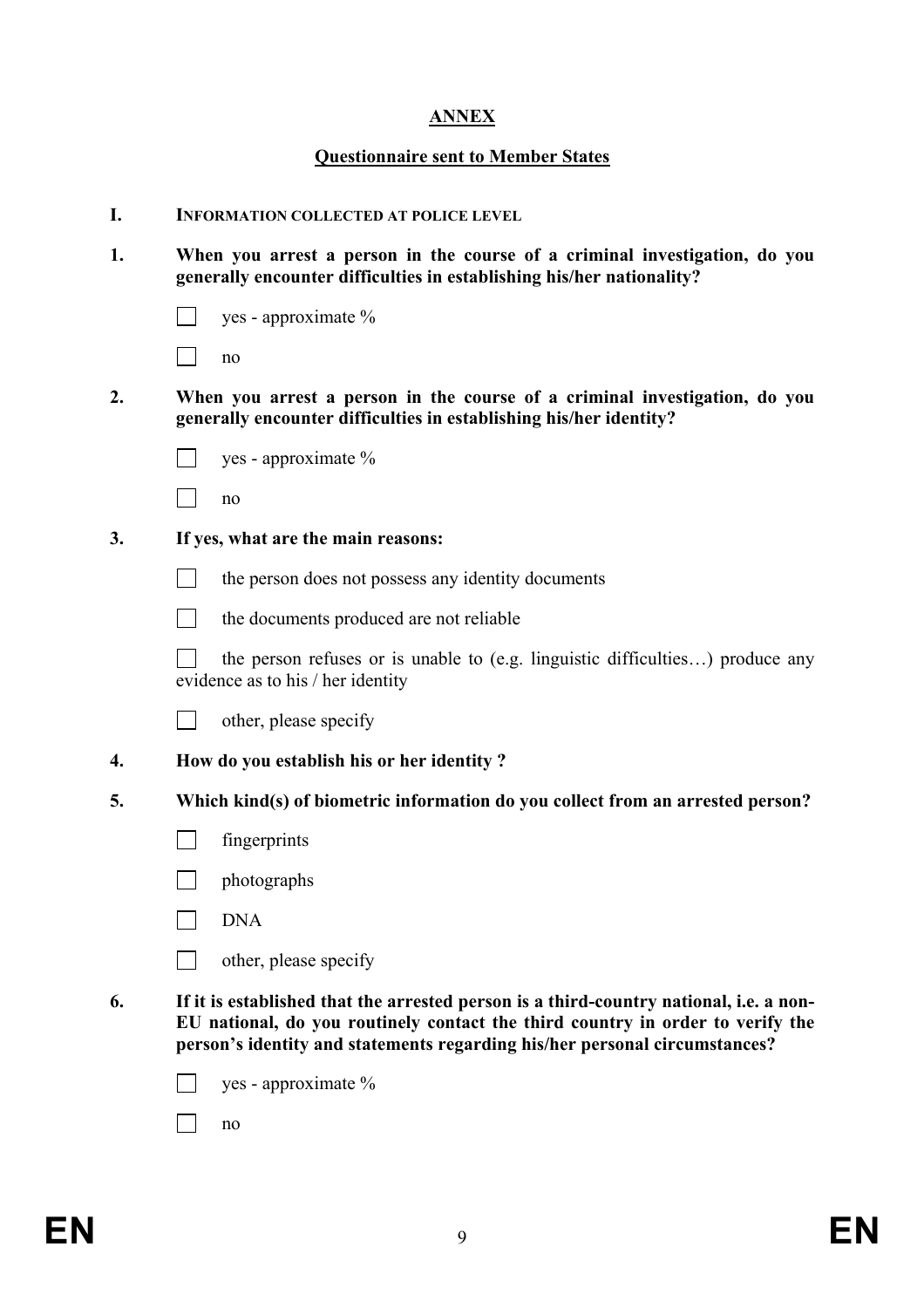# ANNEX

## Questionnaire sent to Member States

### I. INFORMATION COLLECTED AT POLICE LEVEL

**1. When you arrest a person in the course of a criminal investigation, do you generally encounter difficulties in establishing his/her nationality?**

- ☐ yes - approximate %
- ☐ no

**2. When you arrest a person in the course of a criminal investigation, do you generally encounter difficulties in establishing his/her identity?**

- ☐ yes - approximate %
- ☐ no

**3. If yes, what are the main reasons:**

- ☐ the person does not possess any identity documents
- ☐ the documents produced are not reliable
- ☐ the person refuses or is unable to (e.g. linguistic difficulties…) produce any evidence as to his / her identity
- ☐ other, please specify

**4. How do you establish his or her identity ?**

**5. Which kind(s) of biometric information do you collect from an arrested person?**

- ☐ fingerprints
- ☐ photographs
- ☐ DNA
- ☐ other, please specify

**6. If it is established that the arrested person is a third-country national, i.e. a non-EU national, do you routinely contact the third country in order to verify the person's identity and statements regarding his/her personal circumstances?**

- ☐ yes - approximate %
- ☐ no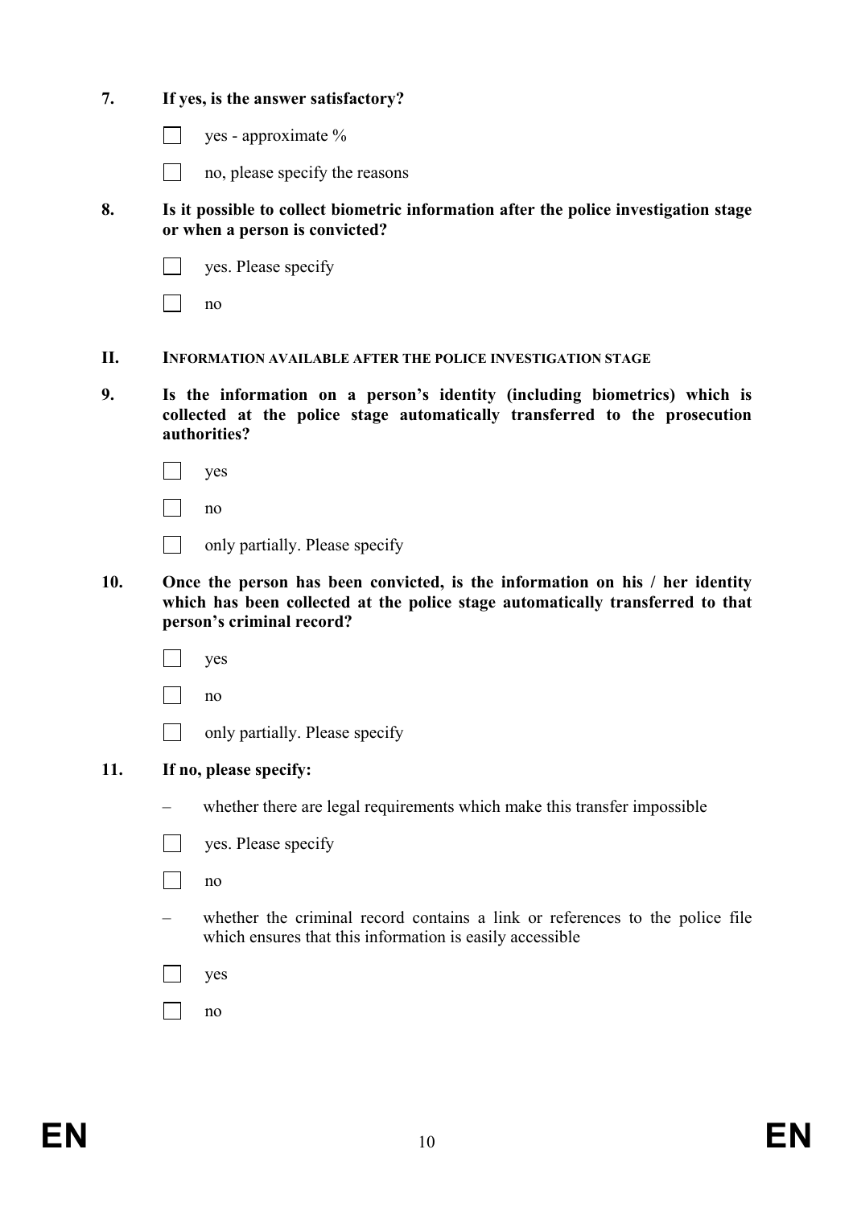**7. If yes, is the answer satisfactory?**

☐ yes - approximate %

☐ no, please specify the reasons

**8. Is it possible to collect biometric information after the police investigation stage or when a person is convicted?**

☐ yes. Please specify

☐ no

## II. INFORMATION AVAILABLE AFTER THE POLICE INVESTIGATION STAGE

**9. Is the information on a person's identity (including biometrics) which is collected at the police stage automatically transferred to the prosecution authorities?**

☐ yes

☐ no

☐ only partially. Please specify

**10. Once the person has been convicted, is the information on his / her identity which has been collected at the police stage automatically transferred to that person's criminal record?**

☐ yes

☐ no

☐ only partially. Please specify

**11. If no, please specify:**

– whether there are legal requirements which make this transfer impossible

☐ yes. Please specify

☐ no

– whether the criminal record contains a link or references to the police file which ensures that this information is easily accessible

☐ yes

☐ no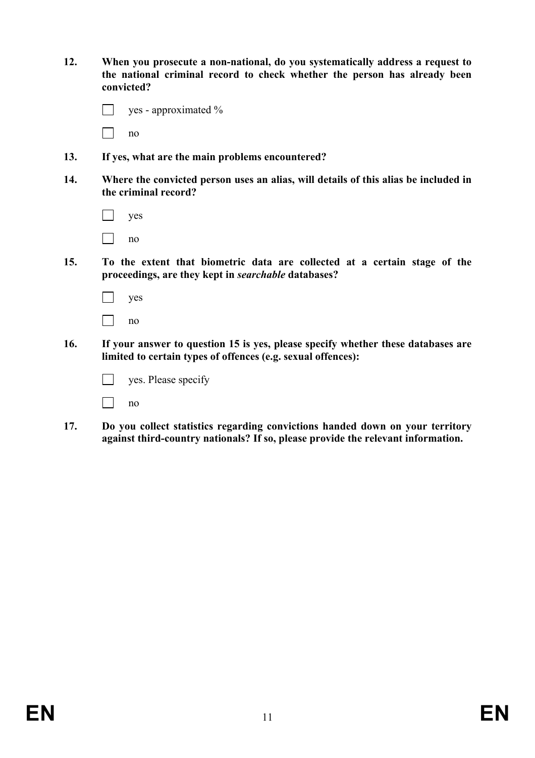**12. When you prosecute a non-national, do you systematically address a request to the national criminal record to check whether the person has already been convicted?**

- ☐ yes - approximated %
- ☐ no

**13. If yes, what are the main problems encountered?**

**14. Where the convicted person uses an alias, will details of this alias be included in the criminal record?**

- ☐ yes
- ☐ no

**15. To the extent that biometric data are collected at a certain stage of the proceedings, are they kept in *searchable* databases?**

- ☐ yes
- ☐ no

**16. If your answer to question 15 is yes, please specify whether these databases are limited to certain types of offences (e.g. sexual offences):**

- ☐ yes. Please specify
- ☐ no

**17. Do you collect statistics regarding convictions handed down on your territory against third-country nationals? If so, please provide the relevant information.**